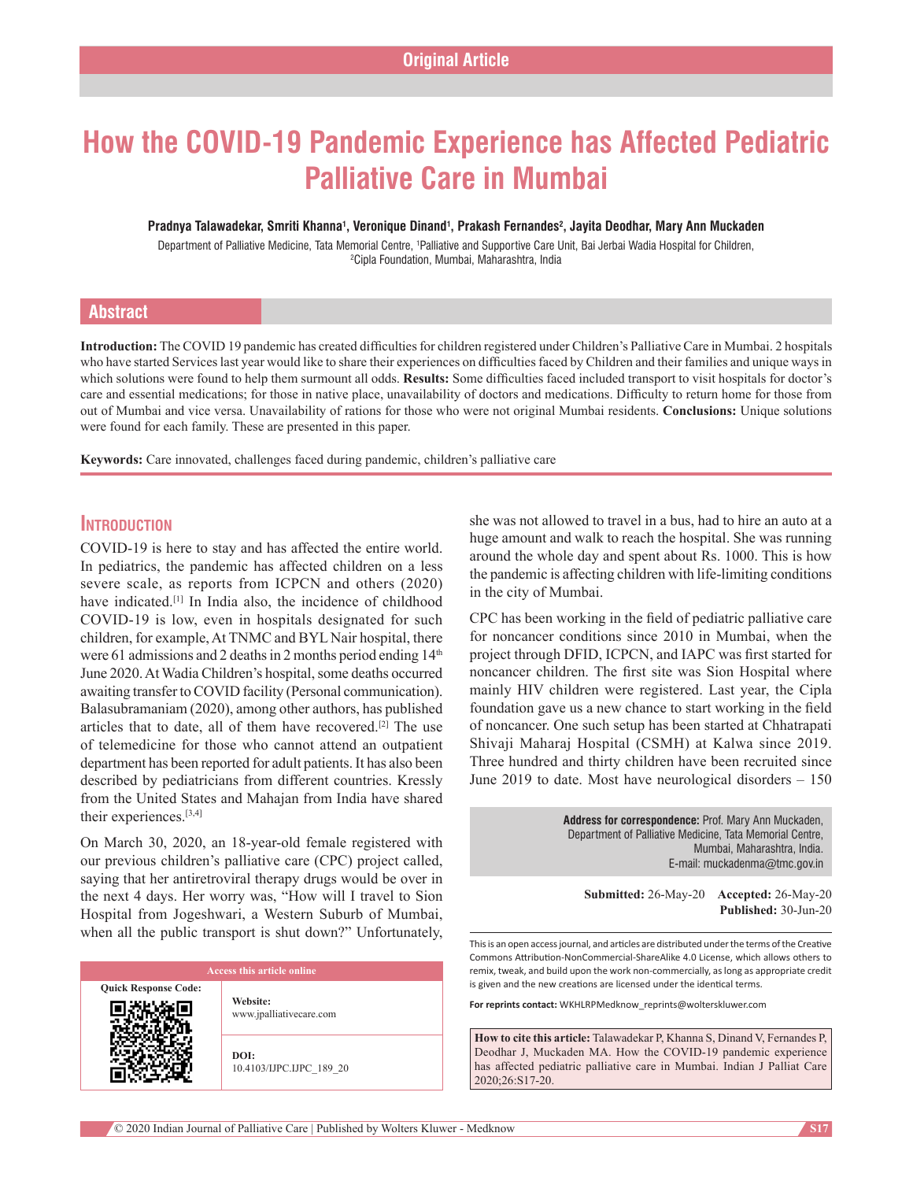Original Article

# How the COVID-19 Pandemic Experience has Affected Pediatric Palliative Care in Mumbai

**Pradnya Talawadekar, Smriti Khanna[1], Veronique Dinand[1], Prakash Fernandes[2], Jayita Deodhar, Mary Ann Muckaden**

Department of Palliative Medicine, Tata Memorial Centre, [1]Palliative and Supportive Care Unit, Bai Jerbai Wadia Hospital for Children, [2]Cipla Foundation, Mumbai, Maharashtra, India

## Abstract

**Introduction:** The COVID 19 pandemic has created difficulties for children registered under Children's Palliative Care in Mumbai. 2 hospitals who have started Services last year would like to share their experiences on difficulties faced by Children and their families and unique ways in which solutions were found to help them surmount all odds. **Results:** Some difficulties faced included transport to visit hospitals for doctor's care and essential medications; for those in native place, unavailability of doctors and medications. Difficulty to return home for those from out of Mumbai and vice versa. Unavailability of rations for those who were not original Mumbai residents. **Conclusions:** Unique solutions were found for each family. These are presented in this paper.

**Keywords:** Care innovated, challenges faced during pandemic, children's palliative care

## Introduction

COVID-19 is here to stay and has affected the entire world. In pediatrics, the pandemic has affected children on a less severe scale, as reports from ICPCN and others (2020) have indicated.[1] In India also, the incidence of childhood COVID-19 is low, even in hospitals designated for such children, for example, At TNMC and BYL Nair hospital, there were 61 admissions and 2 deaths in 2 months period ending 14th June 2020. At Wadia Children's hospital, some deaths occurred awaiting transfer to COVID facility (Personal communication). Balasubramaniam (2020), among other authors, has published articles that to date, all of them have recovered.[2] The use of telemedicine for those who cannot attend an outpatient department has been reported for adult patients. It has also been described by pediatricians from different countries. Kressly from the United States and Mahajan from India have shared their experiences.[3,4]

On March 30, 2020, an 18-year-old female registered with our previous children's palliative care (CPC) project called, saying that her antiretroviral therapy drugs would be over in the next 4 days. Her worry was, "How will I travel to Sion Hospital from Jogeshwari, a Western Suburb of Mumbai, when all the public transport is shut down?" Unfortunately, she was not allowed to travel in a bus, had to hire an auto at a huge amount and walk to reach the hospital. She was running around the whole day and spent about Rs. 1000. This is how the pandemic is affecting children with life-limiting conditions in the city of Mumbai.

CPC has been working in the field of pediatric palliative care for noncancer conditions since 2010 in Mumbai, when the project through DFID, ICPCN, and IAPC was first started for noncancer children. The first site was Sion Hospital where mainly HIV children were registered. Last year, the Cipla foundation gave us a new chance to start working in the field of noncancer. One such setup has been started at Chhatrapati Shivaji Maharaj Hospital (CSMH) at Kalwa since 2019. Three hundred and thirty children have been recruited since June 2019 to date. Most have neurological disorders – 150

**Address for correspondence:** Prof. Mary Ann Muckaden, Department of Palliative Medicine, Tata Memorial Centre, Mumbai, Maharashtra, India. E-mail: muckadenma@tmc.gov.in

**Submitted:** 26-May-20 **Accepted:** 26-May-20 **Published:** 30-Jun-20

| Access this article online | |
|---|---|
| Quick Response Code: | **Website:** www.jpalliativecare.com |
| | **DOI:** 10.4103/IJPC.IJPC_189_20 |

This is an open access journal, and articles are distributed under the terms of the Creative Commons Attribution-NonCommercial-ShareAlike 4.0 License, which allows others to remix, tweak, and build upon the work non-commercially, as long as appropriate credit is given and the new creations are licensed under the identical terms.

**For reprints contact:** WKHLRPMedknow_reprints@wolterskluwer.com

**How to cite this article:** Talawadekar P, Khanna S, Dinand V, Fernandes P, Deodhar J, Muckaden MA. How the COVID-19 pandemic experience has affected pediatric palliative care in Mumbai. Indian J Palliat Care 2020;26:S17-20.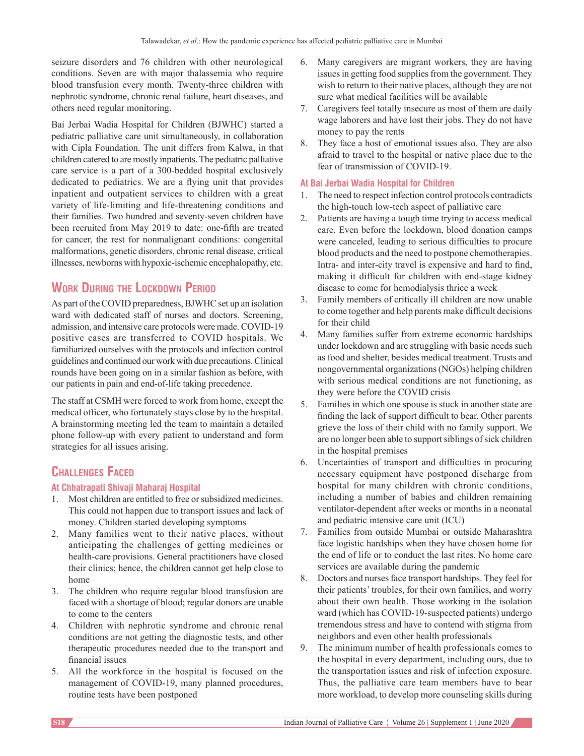seizure disorders and 76 children with other neurological conditions. Seven are with major thalassemia who require blood transfusion every month. Twenty-three children with nephrotic syndrome, chronic renal failure, heart diseases, and others need regular monitoring.

Bai Jerbai Wadia Hospital for Children (BJWHC) started a pediatric palliative care unit simultaneously, in collaboration with Cipla Foundation. The unit differs from Kalwa, in that children catered to are mostly inpatients. The pediatric palliative care service is a part of a 300-bedded hospital exclusively dedicated to pediatrics. We are a flying unit that provides inpatient and outpatient services to children with a great variety of life-limiting and life-threatening conditions and their families. Two hundred and seventy-seven children have been recruited from May 2019 to date: one-fifth are treated for cancer, the rest for nonmalignant conditions: congenital malformations, genetic disorders, chronic renal disease, critical illnesses, newborns with hypoxic-ischemic encephalopathy, etc.

## Work During the Lockdown Period

As part of the COVID preparedness, BJWHC set up an isolation ward with dedicated staff of nurses and doctors. Screening, admission, and intensive care protocols were made. COVID-19 positive cases are transferred to COVID hospitals. We familiarized ourselves with the protocols and infection control guidelines and continued our work with due precautions. Clinical rounds have been going on in a similar fashion as before, with our patients in pain and end-of-life taking precedence.

The staff at CSMH were forced to work from home, except the medical officer, who fortunately stays close by to the hospital. A brainstorming meeting led the team to maintain a detailed phone follow-up with every patient to understand and form strategies for all issues arising.

## Challenges Faced

### At Chhatrapati Shivaji Maharaj Hospital

1. Most children are entitled to free or subsidized medicines. This could not happen due to transport issues and lack of money. Children started developing symptoms
2. Many families went to their native places, without anticipating the challenges of getting medicines or health-care provisions. General practitioners have closed their clinics; hence, the children cannot get help close to home
3. The children who require regular blood transfusion are faced with a shortage of blood; regular donors are unable to come to the centers
4. Children with nephrotic syndrome and chronic renal conditions are not getting the diagnostic tests, and other therapeutic procedures needed due to the transport and financial issues
5. All the workforce in the hospital is focused on the management of COVID-19, many planned procedures, routine tests have been postponed
6. Many caregivers are migrant workers, they are having issues in getting food supplies from the government. They wish to return to their native places, although they are not sure what medical facilities will be available
7. Caregivers feel totally insecure as most of them are daily wage laborers and have lost their jobs. They do not have money to pay the rents
8. They face a host of emotional issues also. They are also afraid to travel to the hospital or native place due to the fear of transmission of COVID-19.

### At Bai Jerbai Wadia Hospital for Children

1. The need to respect infection control protocols contradicts the high-touch low-tech aspect of palliative care
2. Patients are having a tough time trying to access medical care. Even before the lockdown, blood donation camps were canceled, leading to serious difficulties to procure blood products and the need to postpone chemotherapies. Intra- and inter-city travel is expensive and hard to find, making it difficult for children with end-stage kidney disease to come for hemodialysis thrice a week
3. Family members of critically ill children are now unable to come together and help parents make difficult decisions for their child
4. Many families suffer from extreme economic hardships under lockdown and are struggling with basic needs such as food and shelter, besides medical treatment. Trusts and nongovernmental organizations (NGOs) helping children with serious medical conditions are not functioning, as they were before the COVID crisis
5. Families in which one spouse is stuck in another state are finding the lack of support difficult to bear. Other parents grieve the loss of their child with no family support. We are no longer been able to support siblings of sick children in the hospital premises
6. Uncertainties of transport and difficulties in procuring necessary equipment have postponed discharge from hospital for many children with chronic conditions, including a number of babies and children remaining ventilator-dependent after weeks or months in a neonatal and pediatric intensive care unit (ICU)
7. Families from outside Mumbai or outside Maharashtra face logistic hardships when they have chosen home for the end of life or to conduct the last rites. No home care services are available during the pandemic
8. Doctors and nurses face transport hardships. They feel for their patients' troubles, for their own families, and worry about their own health. Those working in the isolation ward (which has COVID-19-suspected patients) undergo tremendous stress and have to contend with stigma from neighbors and even other health professionals
9. The minimum number of health professionals comes to the hospital in every department, including ours, due to the transportation issues and risk of infection exposure. Thus, the palliative care team members have to bear more workload, to develop more counseling skills during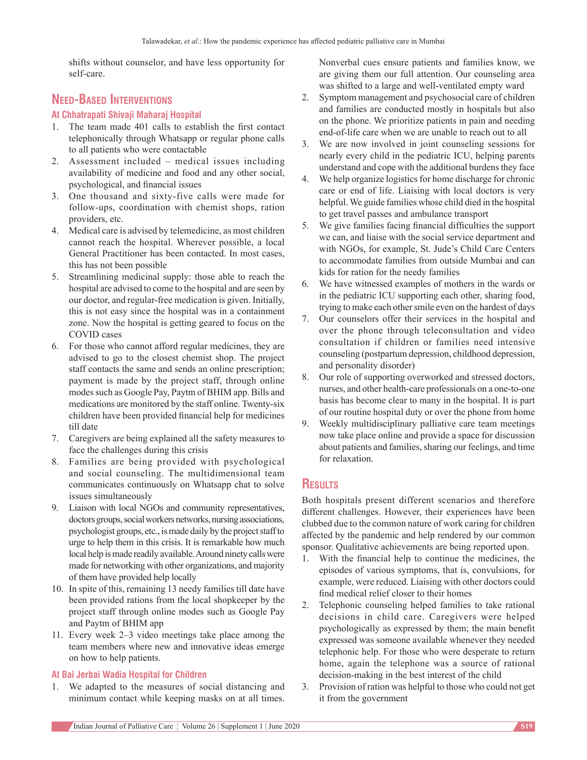shifts without counselor, and have less opportunity for self-care.

## Need-Based Interventions

### At Chhatrapati Shivaji Maharaj Hospital

1. The team made 401 calls to establish the first contact telephonically through Whatsapp or regular phone calls to all patients who were contactable
2. Assessment included – medical issues including availability of medicine and food and any other social, psychological, and financial issues
3. One thousand and sixty-five calls were made for follow-ups, coordination with chemist shops, ration providers, etc.
4. Medical care is advised by telemedicine, as most children cannot reach the hospital. Wherever possible, a local General Practitioner has been contacted. In most cases, this has not been possible
5. Streamlining medicinal supply: those able to reach the hospital are advised to come to the hospital and are seen by our doctor, and regular-free medication is given. Initially, this is not easy since the hospital was in a containment zone. Now the hospital is getting geared to focus on the COVID cases
6. For those who cannot afford regular medicines, they are advised to go to the closest chemist shop. The project staff contacts the same and sends an online prescription; payment is made by the project staff, through online modes such as Google Pay, Paytm of BHIM app. Bills and medications are monitored by the staff online. Twenty-six children have been provided financial help for medicines till date
7. Caregivers are being explained all the safety measures to face the challenges during this crisis
8. Families are being provided with psychological and social counseling. The multidimensional team communicates continuously on Whatsapp chat to solve issues simultaneously
9. Liaison with local NGOs and community representatives, doctors groups, social workers networks, nursing associations, psychologist groups, etc., is made daily by the project staff to urge to help them in this crisis. It is remarkable how much local help is made readily available. Around ninety calls were made for networking with other organizations, and majority of them have provided help locally
10. In spite of this, remaining 13 needy families till date have been provided rations from the local shopkeeper by the project staff through online modes such as Google Pay and Paytm of BHIM app
11. Every week 2–3 video meetings take place among the team members where new and innovative ideas emerge on how to help patients.

### At Bai Jerbai Wadia Hospital for Children

1. We adapted to the measures of social distancing and minimum contact while keeping masks on at all times. Nonverbal cues ensure patients and families know, we are giving them our full attention. Our counseling area was shifted to a large and well-ventilated empty ward
2. Symptom management and psychosocial care of children and families are conducted mostly in hospitals but also on the phone. We prioritize patients in pain and needing end-of-life care when we are unable to reach out to all
3. We are now involved in joint counseling sessions for nearly every child in the pediatric ICU, helping parents understand and cope with the additional burdens they face
4. We help organize logistics for home discharge for chronic care or end of life. Liaising with local doctors is very helpful. We guide families whose child died in the hospital to get travel passes and ambulance transport
5. We give families facing financial difficulties the support we can, and liaise with the social service department and with NGOs, for example, St. Jude's Child Care Centers to accommodate families from outside Mumbai and can kids for ration for the needy families
6. We have witnessed examples of mothers in the wards or in the pediatric ICU supporting each other, sharing food, trying to make each other smile even on the hardest of days
7. Our counselors offer their services in the hospital and over the phone through teleconsultation and video consultation if children or families need intensive counseling (postpartum depression, childhood depression, and personality disorder)
8. Our role of supporting overworked and stressed doctors, nurses, and other health-care professionals on a one-to-one basis has become clear to many in the hospital. It is part of our routine hospital duty or over the phone from home
9. Weekly multidisciplinary palliative care team meetings now take place online and provide a space for discussion about patients and families, sharing our feelings, and time for relaxation.

## Results

Both hospitals present different scenarios and therefore different challenges. However, their experiences have been clubbed due to the common nature of work caring for children affected by the pandemic and help rendered by our common sponsor. Qualitative achievements are being reported upon.

1. With the financial help to continue the medicines, the episodes of various symptoms, that is, convulsions, for example, were reduced. Liaising with other doctors could find medical relief closer to their homes
2. Telephonic counseling helped families to take rational decisions in child care. Caregivers were helped psychologically as expressed by them; the main benefit expressed was someone available whenever they needed telephonic help. For those who were desperate to return home, again the telephone was a source of rational decision-making in the best interest of the child
3. Provision of ration was helpful to those who could not get it from the government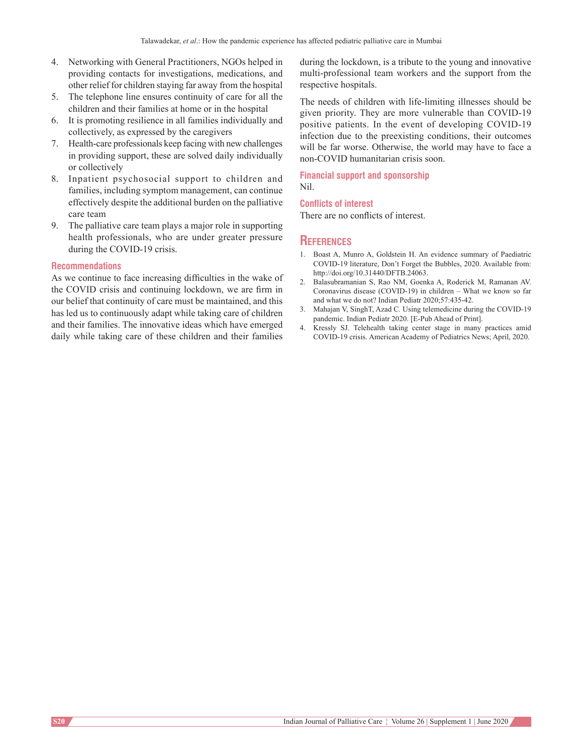4. Networking with General Practitioners, NGOs helped in providing contacts for investigations, medications, and other relief for children staying far away from the hospital
5. The telephone line ensures continuity of care for all the children and their families at home or in the hospital
6. It is promoting resilience in all families individually and collectively, as expressed by the caregivers
7. Health-care professionals keep facing with new challenges in providing support, these are solved daily individually or collectively
8. Inpatient psychosocial support to children and families, including symptom management, can continue effectively despite the additional burden on the palliative care team
9. The palliative care team plays a major role in supporting health professionals, who are under greater pressure during the COVID-19 crisis.

### Recommendations

As we continue to face increasing difficulties in the wake of the COVID crisis and continuing lockdown, we are firm in our belief that continuity of care must be maintained, and this has led us to continuously adapt while taking care of children and their families. The innovative ideas which have emerged daily while taking care of these children and their families during the lockdown, is a tribute to the young and innovative multi-professional team workers and the support from the respective hospitals.

The needs of children with life-limiting illnesses should be given priority. They are more vulnerable than COVID-19 positive patients. In the event of developing COVID-19 infection due to the preexisting conditions, their outcomes will be far worse. Otherwise, the world may have to face a non-COVID humanitarian crisis soon.

### Financial support and sponsorship

Nil.

### Conflicts of interest

There are no conflicts of interest.

## References

1. Boast A, Munro A, Goldstein H. An evidence summary of Paediatric COVID-19 literature, Don't Forget the Bubbles, 2020. Available from: http://doi.org/10.31440/DFTB.24063.
2. Balasubramanian S, Rao NM, Goenka A, Roderick M, Ramanan AV. Coronavirus disease (COVID-19) in children – What we know so far and what we do not? Indian Pediatr 2020;57:435-42.
3. Mahajan V, SinghT, Azad C. Using telemedicine during the COVID-19 pandemic. Indian Pediatr 2020. [E-Pub Ahead of Print].
4. Kressly SJ. Telehealth taking center stage in many practices amid COVID-19 crisis. American Academy of Pediatrics News; April, 2020.